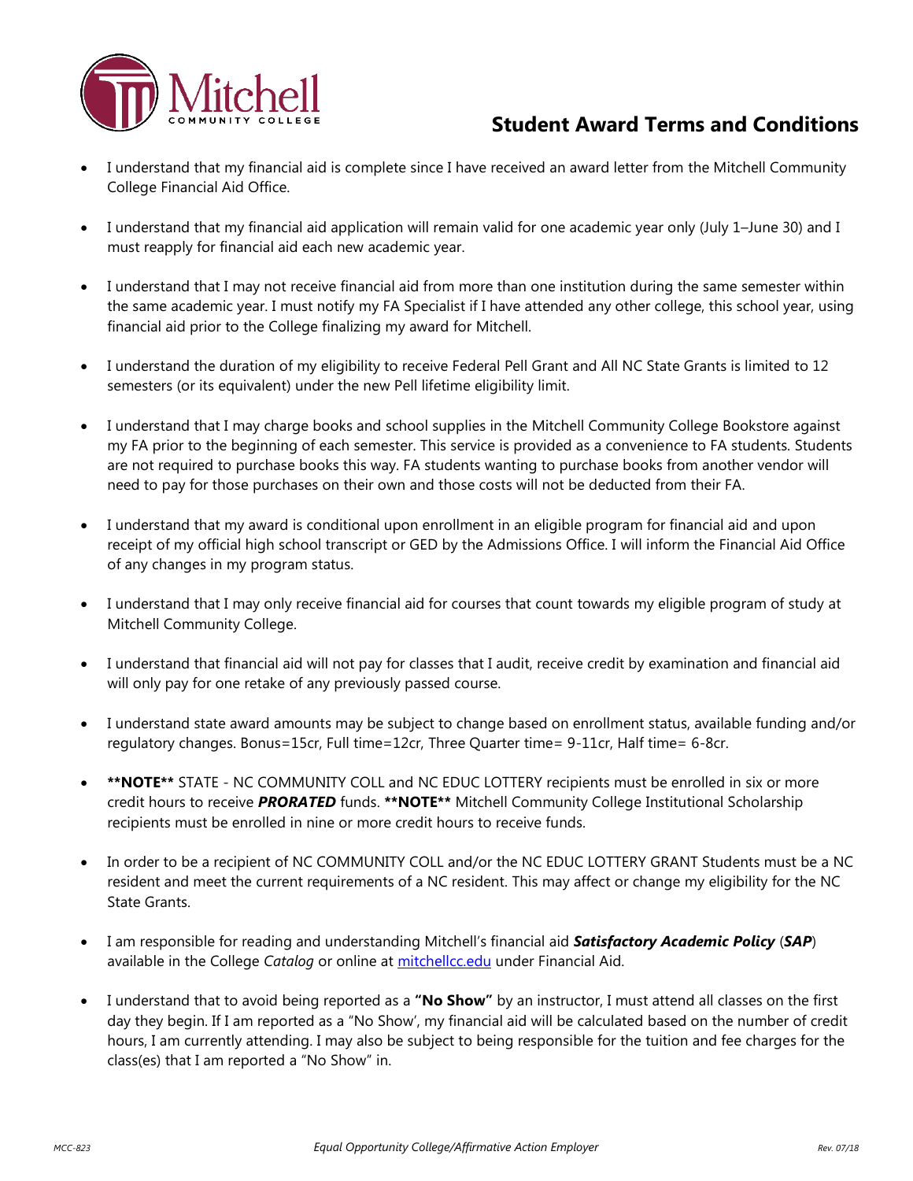# Student Award Terms and Conditions

- I understand that my financial aid is complete since I have received an award letter from the Mitchell Community College Financial Aid Office.

- I understand that my financial aid application will remain valid for one academic year only (July 1–June 30) and I must reapply for financial aid each new academic year.

- I understand that I may not receive financial aid from more than one institution during the same semester within the same academic year. I must notify my FA Specialist if I have attended any other college, this school year, using financial aid prior to the College finalizing my award for Mitchell.

- I understand the duration of my eligibility to receive Federal Pell Grant and All NC State Grants is limited to 12 semesters (or its equivalent) under the new Pell lifetime eligibility limit.

- I understand that I may charge books and school supplies in the Mitchell Community College Bookstore against my FA prior to the beginning of each semester. This service is provided as a convenience to FA students. Students are not required to purchase books this way. FA students wanting to purchase books from another vendor will need to pay for those purchases on their own and those costs will not be deducted from their FA.

- I understand that my award is conditional upon enrollment in an eligible program for financial aid and upon receipt of my official high school transcript or GED by the Admissions Office. I will inform the Financial Aid Office of any changes in my program status.

- I understand that I may only receive financial aid for courses that count towards my eligible program of study at Mitchell Community College.

- I understand that financial aid will not pay for classes that I audit, receive credit by examination and financial aid will only pay for one retake of any previously passed course.

- I understand state award amounts may be subject to change based on enrollment status, available funding and/or regulatory changes. Bonus=15cr, Full time=12cr, Three Quarter time= 9-11cr, Half time= 6-8cr.

- **\*\*NOTE\*\*** STATE - NC COMMUNITY COLL and NC EDUC LOTTERY recipients must be enrolled in six or more credit hours to receive ***PRORATED*** funds. **\*\*NOTE\*\*** Mitchell Community College Institutional Scholarship recipients must be enrolled in nine or more credit hours to receive funds.

- In order to be a recipient of NC COMMUNITY COLL and/or the NC EDUC LOTTERY GRANT Students must be a NC resident and meet the current requirements of a NC resident. This may affect or change my eligibility for the NC State Grants.

- I am responsible for reading and understanding Mitchell's financial aid ***Satisfactory Academic Policy*** (***SAP***) available in the College *Catalog* or online at [mitchellcc.edu](mitchellcc.edu) under Financial Aid.

- I understand that to avoid being reported as a **"No Show"** by an instructor, I must attend all classes on the first day they begin. If I am reported as a "No Show', my financial aid will be calculated based on the number of credit hours, I am currently attending. I may also be subject to being responsible for the tuition and fee charges for the class(es) that I am reported a "No Show" in.

MCC-823 — *Equal Opportunity College/Affirmative Action Employer* — Rev. 07/18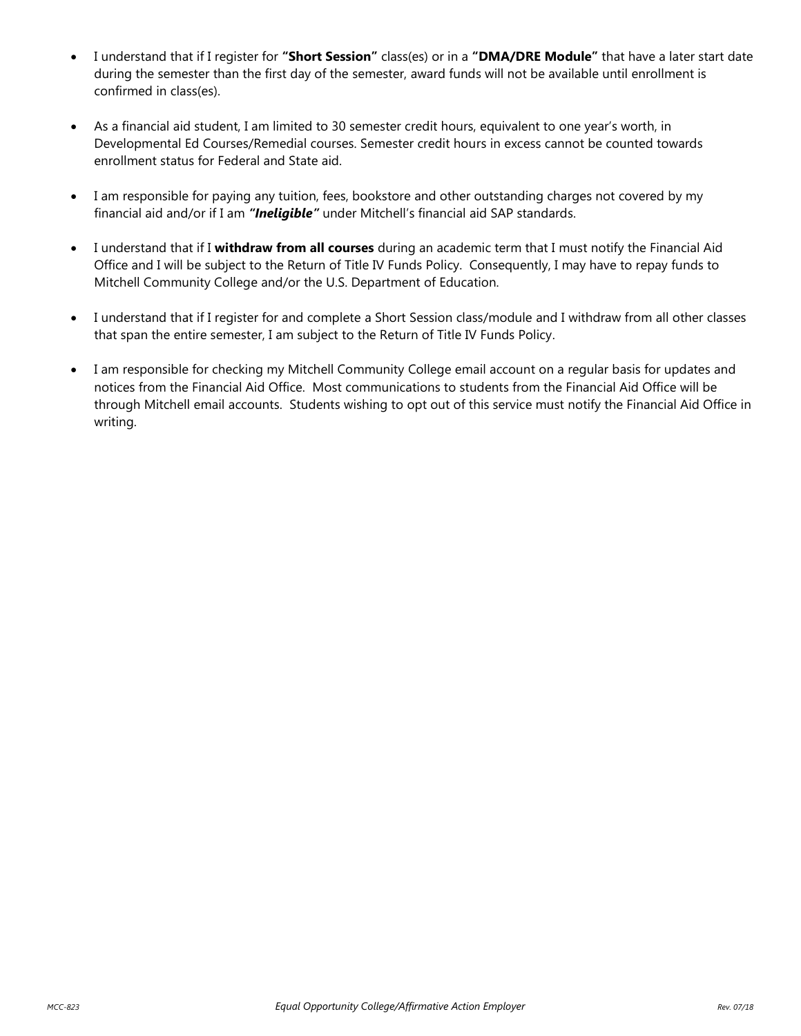- I understand that if I register for **"Short Session"** class(es) or in a **"DMA/DRE Module"** that have a later start date during the semester than the first day of the semester, award funds will not be available until enrollment is confirmed in class(es).

- As a financial aid student, I am limited to 30 semester credit hours, equivalent to one year's worth, in Developmental Ed Courses/Remedial courses. Semester credit hours in excess cannot be counted towards enrollment status for Federal and State aid.

- I am responsible for paying any tuition, fees, bookstore and other outstanding charges not covered by my financial aid and/or if I am ***"Ineligible"*** under Mitchell's financial aid SAP standards.

- I understand that if I **withdraw from all courses** during an academic term that I must notify the Financial Aid Office and I will be subject to the Return of Title IV Funds Policy. Consequently, I may have to repay funds to Mitchell Community College and/or the U.S. Department of Education.

- I understand that if I register for and complete a Short Session class/module and I withdraw from all other classes that span the entire semester, I am subject to the Return of Title IV Funds Policy.

- I am responsible for checking my Mitchell Community College email account on a regular basis for updates and notices from the Financial Aid Office. Most communications to students from the Financial Aid Office will be through Mitchell email accounts. Students wishing to opt out of this service must notify the Financial Aid Office in writing.

*MCC-823* *Equal Opportunity College/Affirmative Action Employer* *Rev. 07/18*